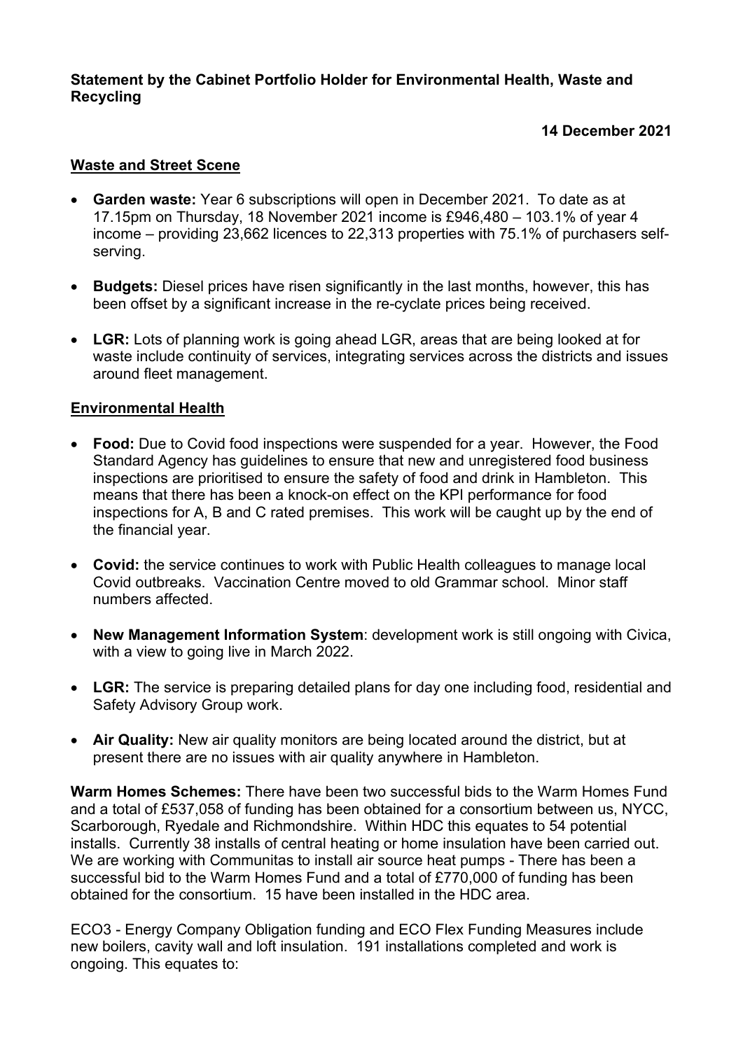**Statement by the Cabinet Portfolio Holder for Environmental Health, Waste and Recycling**

**14 December 2021**

## Waste and Street Scene

- **Garden waste:** Year 6 subscriptions will open in December 2021. To date as at 17.15pm on Thursday, 18 November 2021 income is £946,480 – 103.1% of year 4 income – providing 23,662 licences to 22,313 properties with 75.1% of purchasers self-serving.
- **Budgets:** Diesel prices have risen significantly in the last months, however, this has been offset by a significant increase in the re-cyclate prices being received.
- **LGR:** Lots of planning work is going ahead LGR, areas that are being looked at for waste include continuity of services, integrating services across the districts and issues around fleet management.

## Environmental Health

- **Food:** Due to Covid food inspections were suspended for a year. However, the Food Standard Agency has guidelines to ensure that new and unregistered food business inspections are prioritised to ensure the safety of food and drink in Hambleton. This means that there has been a knock-on effect on the KPI performance for food inspections for A, B and C rated premises. This work will be caught up by the end of the financial year.
- **Covid:** the service continues to work with Public Health colleagues to manage local Covid outbreaks. Vaccination Centre moved to old Grammar school. Minor staff numbers affected.
- **New Management Information System**: development work is still ongoing with Civica, with a view to going live in March 2022.
- **LGR:** The service is preparing detailed plans for day one including food, residential and Safety Advisory Group work.
- **Air Quality:** New air quality monitors are being located around the district, but at present there are no issues with air quality anywhere in Hambleton.

**Warm Homes Schemes:** There have been two successful bids to the Warm Homes Fund and a total of £537,058 of funding has been obtained for a consortium between us, NYCC, Scarborough, Ryedale and Richmondshire. Within HDC this equates to 54 potential installs. Currently 38 installs of central heating or home insulation have been carried out. We are working with Communitas to install air source heat pumps - There has been a successful bid to the Warm Homes Fund and a total of £770,000 of funding has been obtained for the consortium. 15 have been installed in the HDC area.

ECO3 - Energy Company Obligation funding and ECO Flex Funding Measures include new boilers, cavity wall and loft insulation. 191 installations completed and work is ongoing. This equates to: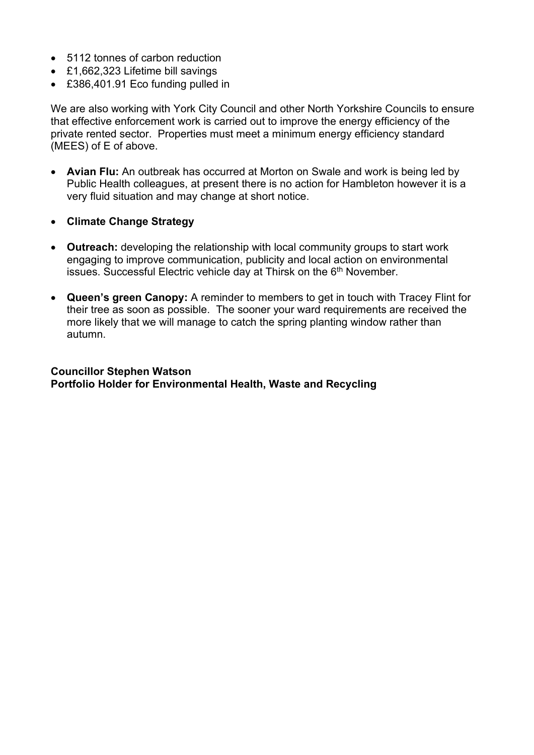- 5112 tonnes of carbon reduction
- £1,662,323 Lifetime bill savings
- £386,401.91 Eco funding pulled in

We are also working with York City Council and other North Yorkshire Councils to ensure that effective enforcement work is carried out to improve the energy efficiency of the private rented sector. Properties must meet a minimum energy efficiency standard (MEES) of E of above.

- **Avian Flu:** An outbreak has occurred at Morton on Swale and work is being led by Public Health colleagues, at present there is no action for Hambleton however it is a very fluid situation and may change at short notice.
- **Climate Change Strategy**
- **Outreach:** developing the relationship with local community groups to start work engaging to improve communication, publicity and local action on environmental issues. Successful Electric vehicle day at Thirsk on the 6th November.
- **Queen's green Canopy:** A reminder to members to get in touch with Tracey Flint for their tree as soon as possible. The sooner your ward requirements are received the more likely that we will manage to catch the spring planting window rather than autumn.

**Councillor Stephen Watson**
**Portfolio Holder for Environmental Health, Waste and Recycling**